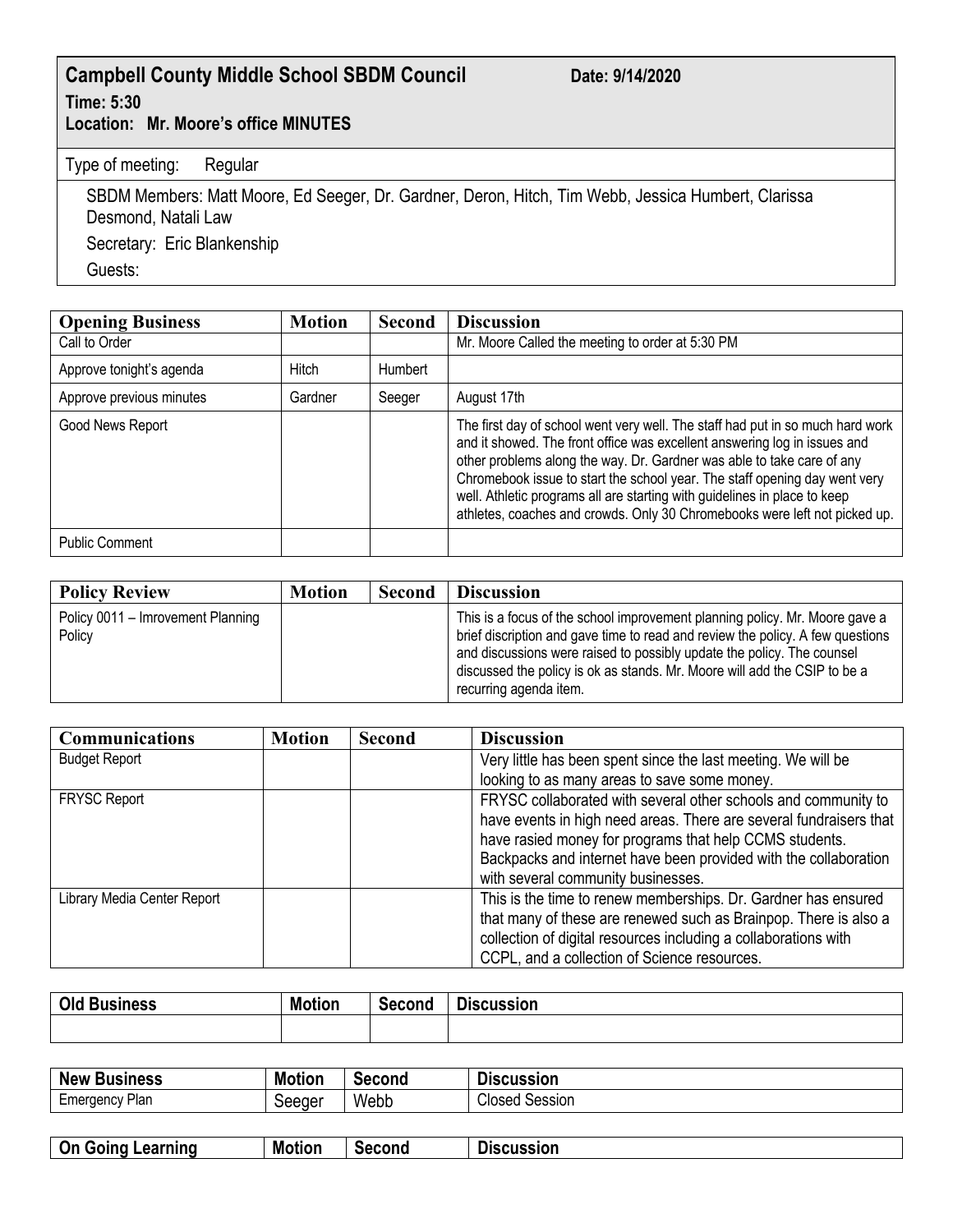# Campbell County Middle School SBDM Council

**Date: 9/14/2020**

**Time: 5:30**

**Location: Mr. Moore's office MINUTES**

Type of meeting: Regular

SBDM Members: Matt Moore, Ed Seeger, Dr. Gardner, Deron, Hitch, Tim Webb, Jessica Humbert, Clarissa Desmond, Natali Law

Secretary: Eric Blankenship

Guests:

| Opening Business | Motion | Second | Discussion |
|---|---|---|---|
| Call to Order | | | Mr. Moore Called the meeting to order at 5:30 PM |
| Approve tonight's agenda | Hitch | Humbert | |
| Approve previous minutes | Gardner | Seeger | August 17th |
| Good News Report | | | The first day of school went very well. The staff had put in so much hard work and it showed. The front office was excellent answering log in issues and other problems along the way. Dr. Gardner was able to take care of any Chromebook issue to start the school year. The staff opening day went very well. Athletic programs all are starting with guidelines in place to keep athletes, coaches and crowds. Only 30 Chromebooks were left not picked up. |
| Public Comment | | | |

| Policy Review | Motion | Second | Discussion |
|---|---|---|---|
| Policy 0011 – Imrovement Planning Policy | | | This is a focus of the school improvement planning policy. Mr. Moore gave a brief discription and gave time to read and review the policy. A few questions and discussions were raised to possibly update the policy. The counsel discussed the policy is ok as stands. Mr. Moore will add the CSIP to be a recurring agenda item. |

| Communications | Motion | Second | Discussion |
|---|---|---|---|
| Budget Report | | | Very little has been spent since the last meeting. We will be looking to as many areas to save some money. |
| FRYSC Report | | | FRYSC collaborated with several other schools and community to have events in high need areas. There are several fundraisers that have rasied money for programs that help CCMS students. Backpacks and internet have been provided with the collaboration with several community businesses. |
| Library Media Center Report | | | This is the time to renew memberships. Dr. Gardner has ensured that many of these are renewed such as Brainpop. There is also a collection of digital resources including a collaborations with CCPL, and a collection of Science resources. |

| Old Business | Motion | Second | Discussion |
|---|---|---|---|
| | | | |

| New Business | Motion | Second | Discussion |
|---|---|---|---|
| Emergency Plan | Seeger | Webb | Closed Session |

| On Going Learning | Motion | Second | Discussion |
|---|---|---|---|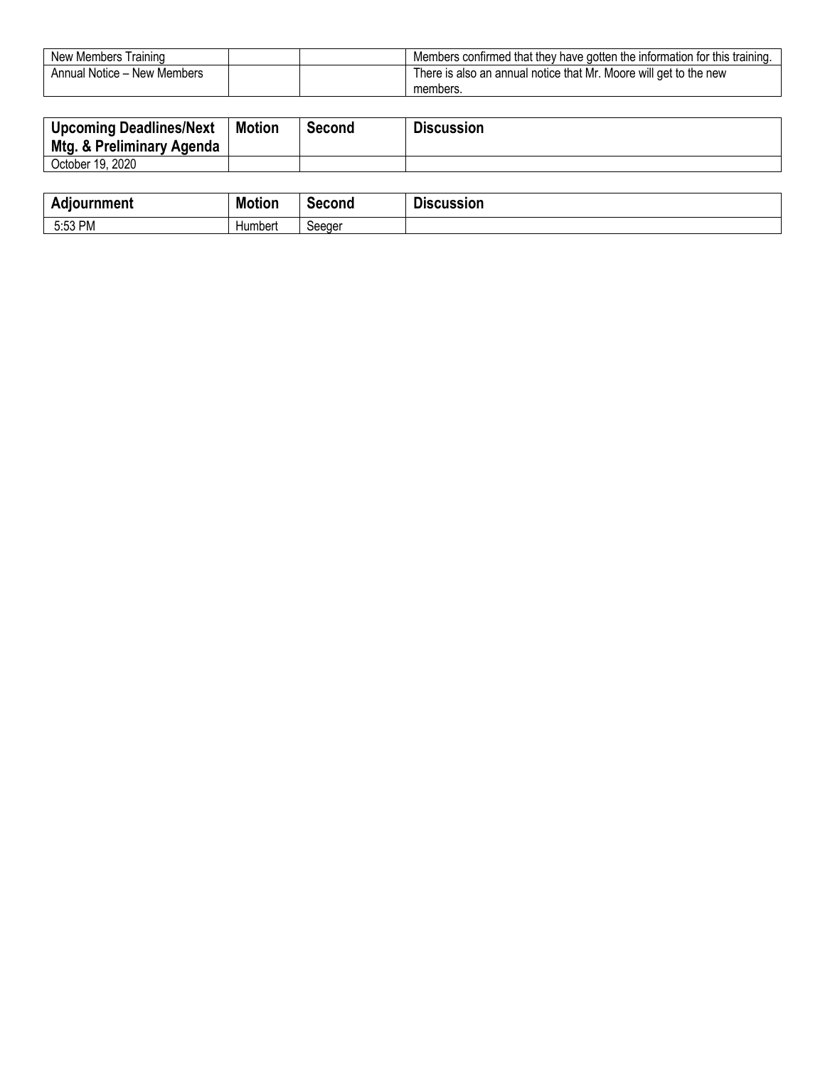| | | | |
|---|---|---|---|
| New Members Training | | | Members confirmed that they have gotten the information for this training. |
| Annual Notice – New Members | | | There is also an annual notice that Mr. Moore will get to the new members. |

| **Upcoming Deadlines/Next Mtg. & Preliminary Agenda** | **Motion** | **Second** | **Discussion** |
|---|---|---|---|
| October 19, 2020 | | | |

| **Adjournment** | **Motion** | **Second** | **Discussion** |
|---|---|---|---|
| 5:53 PM | Humbert | Seeger | |